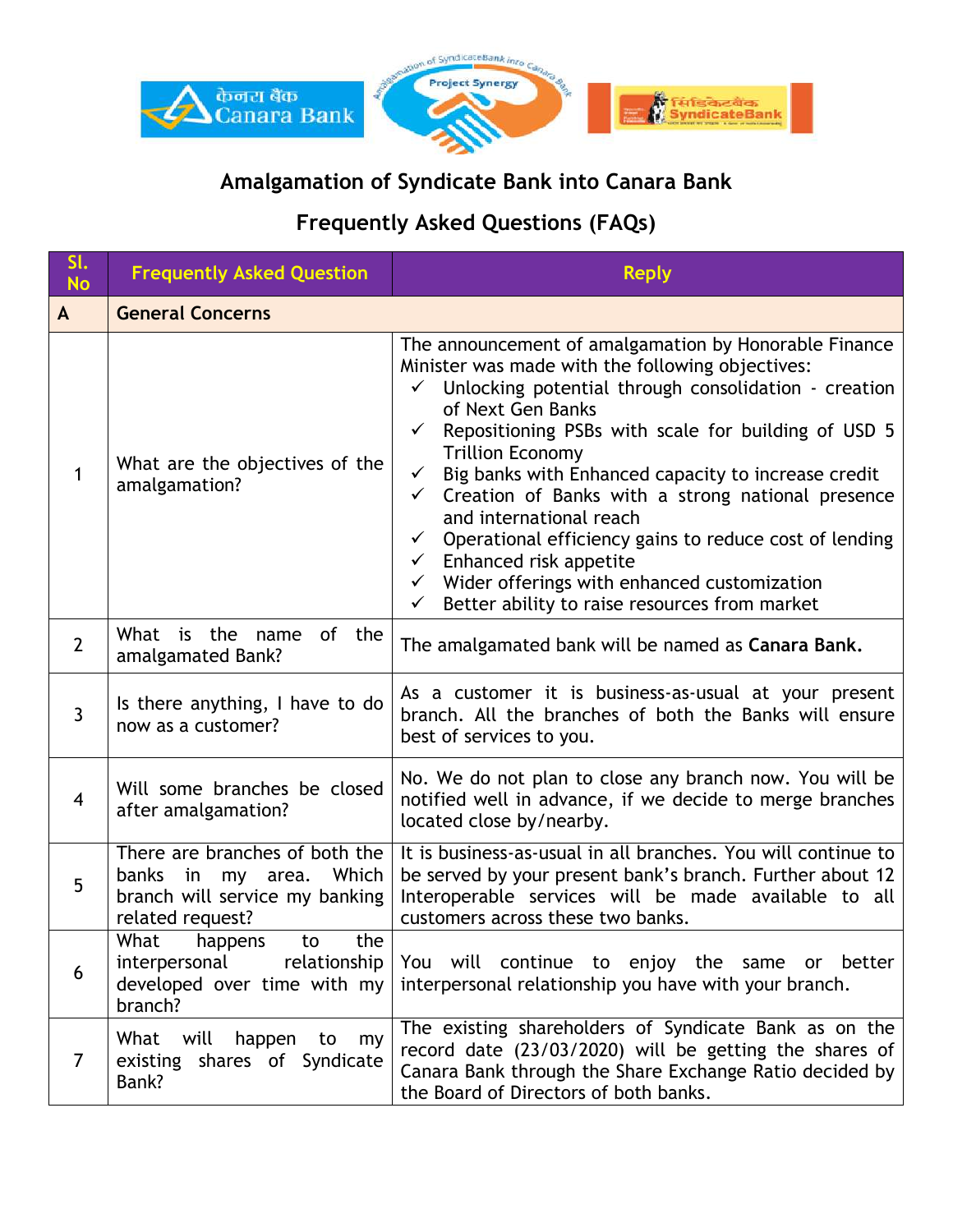## Amalgamation of Syndicate Bank into Canara Bank

## Frequently Asked Questions (FAQs)

| Sl. No | Frequently Asked Question | Reply |
|---|---|---|
| **A** | **General Concerns** | |
| 1 | What are the objectives of the amalgamation? | The announcement of amalgamation by Honorable Finance Minister was made with the following objectives:<br>✓ Unlocking potential through consolidation - creation of Next Gen Banks<br>✓ Repositioning PSBs with scale for building of USD 5 Trillion Economy<br>✓ Big banks with Enhanced capacity to increase credit<br>✓ Creation of Banks with a strong national presence and international reach<br>✓ Operational efficiency gains to reduce cost of lending<br>✓ Enhanced risk appetite<br>✓ Wider offerings with enhanced customization<br>✓ Better ability to raise resources from market |
| 2 | What is the name of the amalgamated Bank? | The amalgamated bank will be named as **Canara Bank.** |
| 3 | Is there anything, I have to do now as a customer? | As a customer it is business-as-usual at your present branch. All the branches of both the Banks will ensure best of services to you. |
| 4 | Will some branches be closed after amalgamation? | No. We do not plan to close any branch now. You will be notified well in advance, if we decide to merge branches located close by/nearby. |
| 5 | There are branches of both the banks in my area. Which branch will service my banking related request? | It is business-as-usual in all branches. You will continue to be served by your present bank's branch. Further about 12 Interoperable services will be made available to all customers across these two banks. |
| 6 | What happens to the interpersonal relationship developed over time with my branch? | You will continue to enjoy the same or better interpersonal relationship you have with your branch. |
| 7 | What will happen to my existing shares of Syndicate Bank? | The existing shareholders of Syndicate Bank as on the record date (23/03/2020) will be getting the shares of Canara Bank through the Share Exchange Ratio decided by the Board of Directors of both banks. |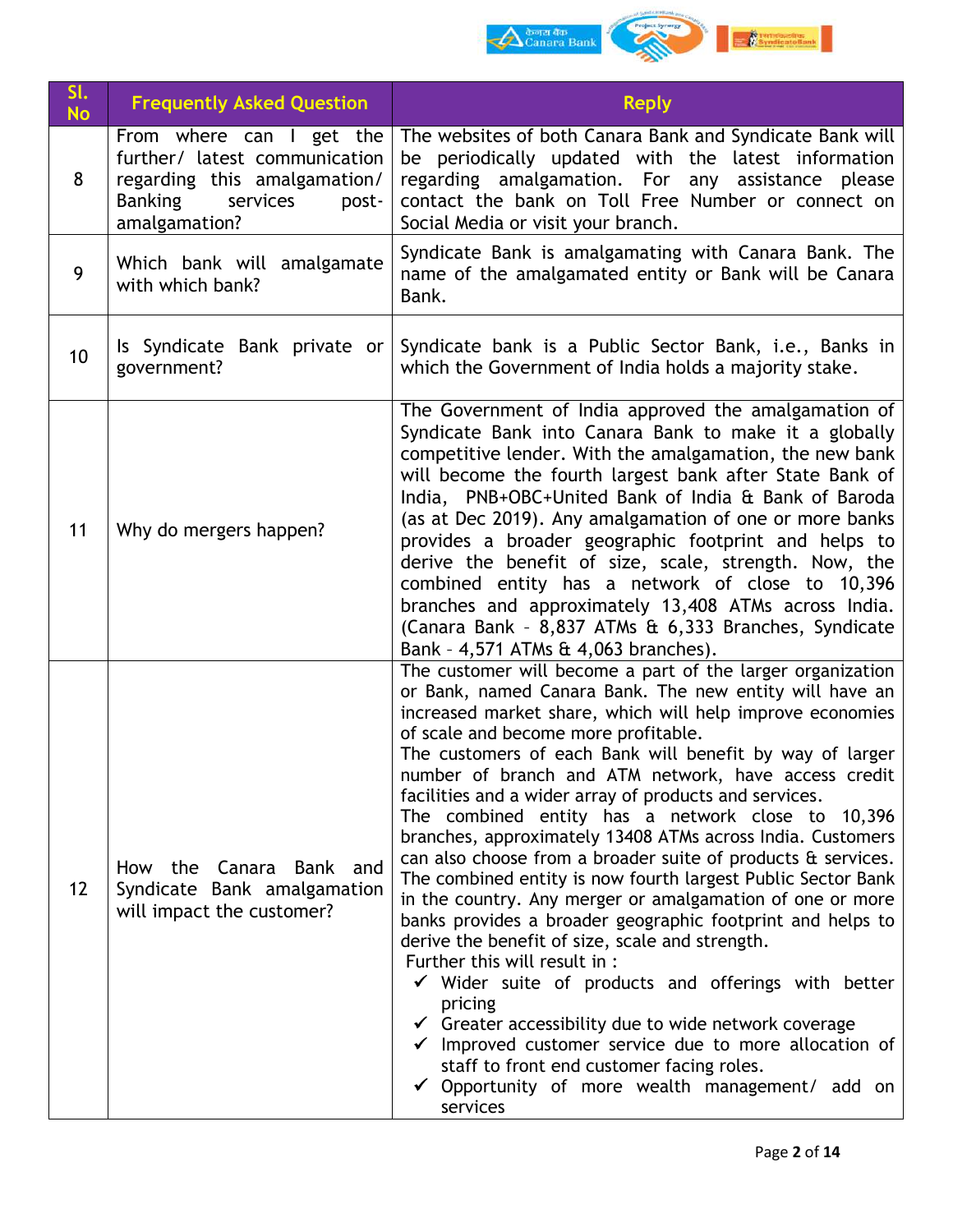| Sl. No | Frequently Asked Question | Reply |
|---|---|---|
| 8 | From where can I get the further/ latest communication regarding this amalgamation/ Banking services post-amalgamation? | The websites of both Canara Bank and Syndicate Bank will be periodically updated with the latest information regarding amalgamation. For any assistance please contact the bank on Toll Free Number or connect on Social Media or visit your branch. |
| 9 | Which bank will amalgamate with which bank? | Syndicate Bank is amalgamating with Canara Bank. The name of the amalgamated entity or Bank will be Canara Bank. |
| 10 | Is Syndicate Bank private or government? | Syndicate bank is a Public Sector Bank, i.e., Banks in which the Government of India holds a majority stake. |
| 11 | Why do mergers happen? | The Government of India approved the amalgamation of Syndicate Bank into Canara Bank to make it a globally competitive lender. With the amalgamation, the new bank will become the fourth largest bank after State Bank of India, PNB+OBC+United Bank of India & Bank of Baroda (as at Dec 2019). Any amalgamation of one or more banks provides a broader geographic footprint and helps to derive the benefit of size, scale, strength. Now, the combined entity has a network of close to 10,396 branches and approximately 13,408 ATMs across India. (Canara Bank – 8,837 ATMs & 6,333 Branches, Syndicate Bank – 4,571 ATMs & 4,063 branches). |
| 12 | How the Canara Bank and Syndicate Bank amalgamation will impact the customer? | The customer will become a part of the larger organization or Bank, named Canara Bank. The new entity will have an increased market share, which will help improve economies of scale and become more profitable.<br>The customers of each Bank will benefit by way of larger number of branch and ATM network, have access credit facilities and a wider array of products and services.<br>The combined entity has a network close to 10,396 branches, approximately 13408 ATMs across India. Customers can also choose from a broader suite of products & services. The combined entity is now fourth largest Public Sector Bank in the country. Any merger or amalgamation of one or more banks provides a broader geographic footprint and helps to derive the benefit of size, scale and strength.<br>Further this will result in :<br>✓ Wider suite of products and offerings with better pricing<br>✓ Greater accessibility due to wide network coverage<br>✓ Improved customer service due to more allocation of staff to front end customer facing roles.<br>✓ Opportunity of more wealth management/ add on services |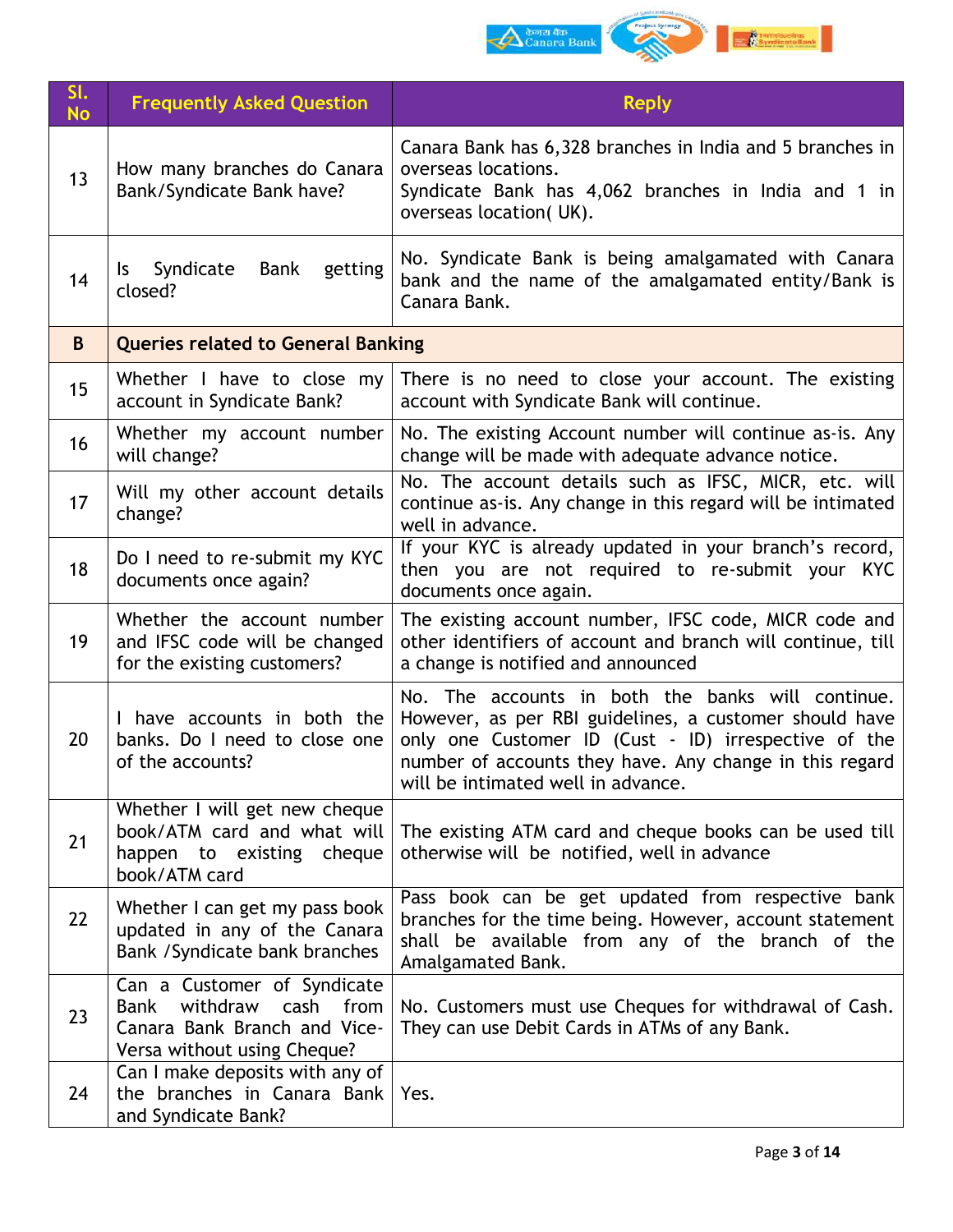| Sl. No | Frequently Asked Question | Reply |
|---|---|---|
| 13 | How many branches do Canara Bank/Syndicate Bank have? | Canara Bank has 6,328 branches in India and 5 branches in overseas locations.<br>Syndicate Bank has 4,062 branches in India and 1 in overseas location( UK). |
| 14 | Is Syndicate Bank getting closed? | No. Syndicate Bank is being amalgamated with Canara bank and the name of the amalgamated entity/Bank is Canara Bank. |
| **B** | **Queries related to General Banking** | |
| 15 | Whether I have to close my account in Syndicate Bank? | There is no need to close your account. The existing account with Syndicate Bank will continue. |
| 16 | Whether my account number will change? | No. The existing Account number will continue as-is. Any change will be made with adequate advance notice. |
| 17 | Will my other account details change? | No. The account details such as IFSC, MICR, etc. will continue as-is. Any change in this regard will be intimated well in advance. |
| 18 | Do I need to re-submit my KYC documents once again? | If your KYC is already updated in your branch's record, then you are not required to re-submit your KYC documents once again. |
| 19 | Whether the account number and IFSC code will be changed for the existing customers? | The existing account number, IFSC code, MICR code and other identifiers of account and branch will continue, till a change is notified and announced |
| 20 | I have accounts in both the banks. Do I need to close one of the accounts? | No. The accounts in both the banks will continue. However, as per RBI guidelines, a customer should have only one Customer ID (Cust - ID) irrespective of the number of accounts they have. Any change in this regard will be intimated well in advance. |
| 21 | Whether I will get new cheque book/ATM card and what will happen to existing cheque book/ATM card | The existing ATM card and cheque books can be used till otherwise will be notified, well in advance |
| 22 | Whether I can get my pass book updated in any of the Canara Bank /Syndicate bank branches | Pass book can be get updated from respective bank branches for the time being. However, account statement shall be available from any of the branch of the Amalgamated Bank. |
| 23 | Can a Customer of Syndicate Bank withdraw cash from Canara Bank Branch and Vice-Versa without using Cheque? | No. Customers must use Cheques for withdrawal of Cash. They can use Debit Cards in ATMs of any Bank. |
| 24 | Can I make deposits with any of the branches in Canara Bank and Syndicate Bank? | Yes. |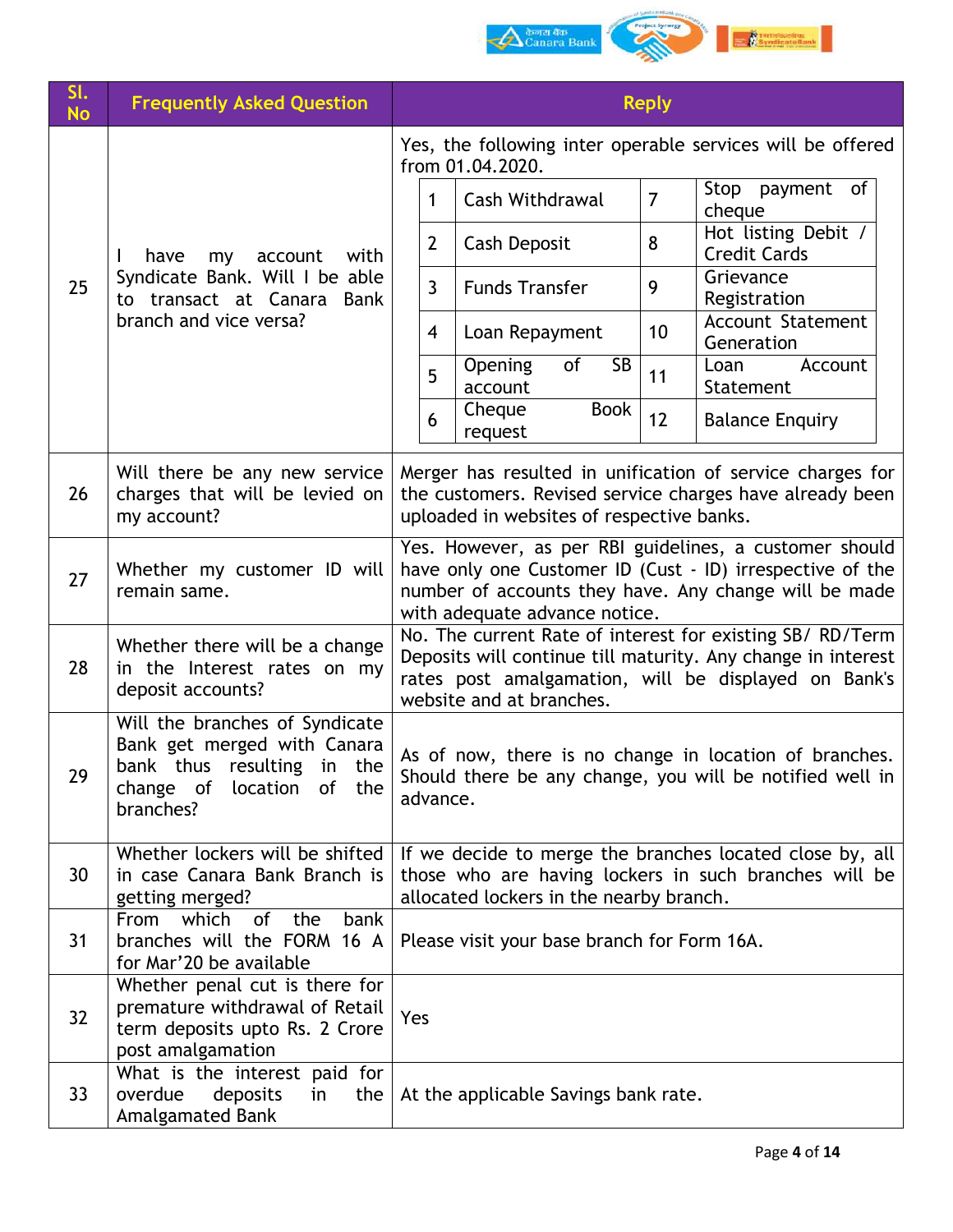| Sl. No | Frequently Asked Question | Reply |
|---|---|---|
| 25 | I have my account with Syndicate Bank. Will I be able to transact at Canara Bank branch and vice versa? | Yes, the following inter operable services will be offered from 01.04.2020.<br>1. Cash Withdrawal<br>2. Cash Deposit<br>3. Funds Transfer<br>4. Loan Repayment<br>5. Opening of SB account<br>6. Cheque Book request<br>7. Stop payment of cheque<br>8. Hot listing Debit / Credit Cards<br>9. Grievance Registration<br>10. Account Statement Generation<br>11. Loan Account Statement<br>12. Balance Enquiry |
| 26 | Will there be any new service charges that will be levied on my account? | Merger has resulted in unification of service charges for the customers. Revised service charges have already been uploaded in websites of respective banks. |
| 27 | Whether my customer ID will remain same. | Yes. However, as per RBI guidelines, a customer should have only one Customer ID (Cust - ID) irrespective of the number of accounts they have. Any change will be made with adequate advance notice. |
| 28 | Whether there will be a change in the Interest rates on my deposit accounts? | No. The current Rate of interest for existing SB/ RD/Term Deposits will continue till maturity. Any change in interest rates post amalgamation, will be displayed on Bank's website and at branches. |
| 29 | Will the branches of Syndicate Bank get merged with Canara bank thus resulting in the change of location of the branches? | As of now, there is no change in location of branches. Should there be any change, you will be notified well in advance. |
| 30 | Whether lockers will be shifted in case Canara Bank Branch is getting merged? | If we decide to merge the branches located close by, all those who are having lockers in such branches will be allocated lockers in the nearby branch. |
| 31 | From which of the bank branches will the FORM 16 A for Mar'20 be available | Please visit your base branch for Form 16A. |
| 32 | Whether penal cut is there for premature withdrawal of Retail term deposits upto Rs. 2 Crore post amalgamation | Yes |
| 33 | What is the interest paid for overdue deposits in the Amalgamated Bank | At the applicable Savings bank rate. |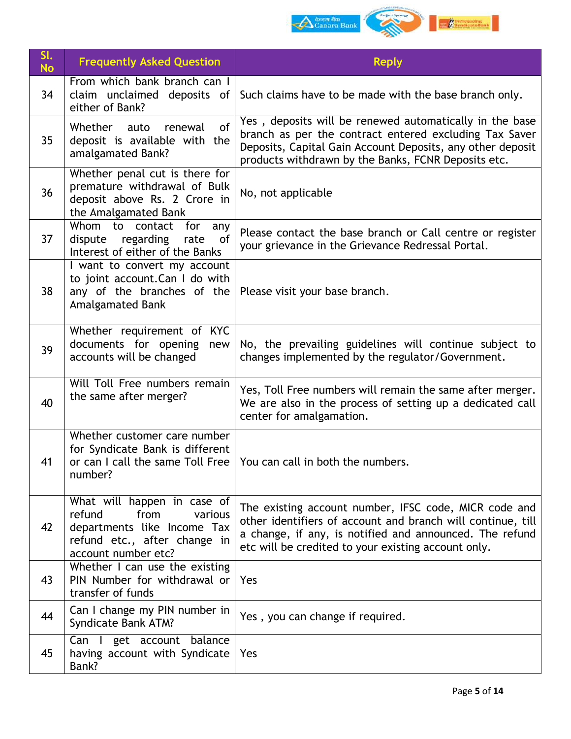| Sl. No | Frequently Asked Question | Reply |
|---|---|---|
| 34 | From which bank branch can I claim unclaimed deposits of either of Bank? | Such claims have to be made with the base branch only. |
| 35 | Whether auto renewal of deposit is available with the amalgamated Bank? | Yes , deposits will be renewed automatically in the base branch as per the contract entered excluding Tax Saver Deposits, Capital Gain Account Deposits, any other deposit products withdrawn by the Banks, FCNR Deposits etc. |
| 36 | Whether penal cut is there for premature withdrawal of Bulk deposit above Rs. 2 Crore in the Amalgamated Bank | No, not applicable |
| 37 | Whom to contact for any dispute regarding rate of Interest of either of the Banks | Please contact the base branch or Call centre or register your grievance in the Grievance Redressal Portal. |
| 38 | I want to convert my account to joint account.Can I do with any of the branches of the Amalgamated Bank | Please visit your base branch. |
| 39 | Whether requirement of KYC documents for opening new accounts will be changed | No, the prevailing guidelines will continue subject to changes implemented by the regulator/Government. |
| 40 | Will Toll Free numbers remain the same after merger? | Yes, Toll Free numbers will remain the same after merger. We are also in the process of setting up a dedicated call center for amalgamation. |
| 41 | Whether customer care number for Syndicate Bank is different or can I call the same Toll Free number? | You can call in both the numbers. |
| 42 | What will happen in case of refund from various departments like Income Tax refund etc., after change in account number etc? | The existing account number, IFSC code, MICR code and other identifiers of account and branch will continue, till a change, if any, is notified and announced. The refund etc will be credited to your existing account only. |
| 43 | Whether I can use the existing PIN Number for withdrawal or transfer of funds | Yes |
| 44 | Can I change my PIN number in Syndicate Bank ATM? | Yes , you can change if required. |
| 45 | Can I get account balance having account with Syndicate Bank? | Yes |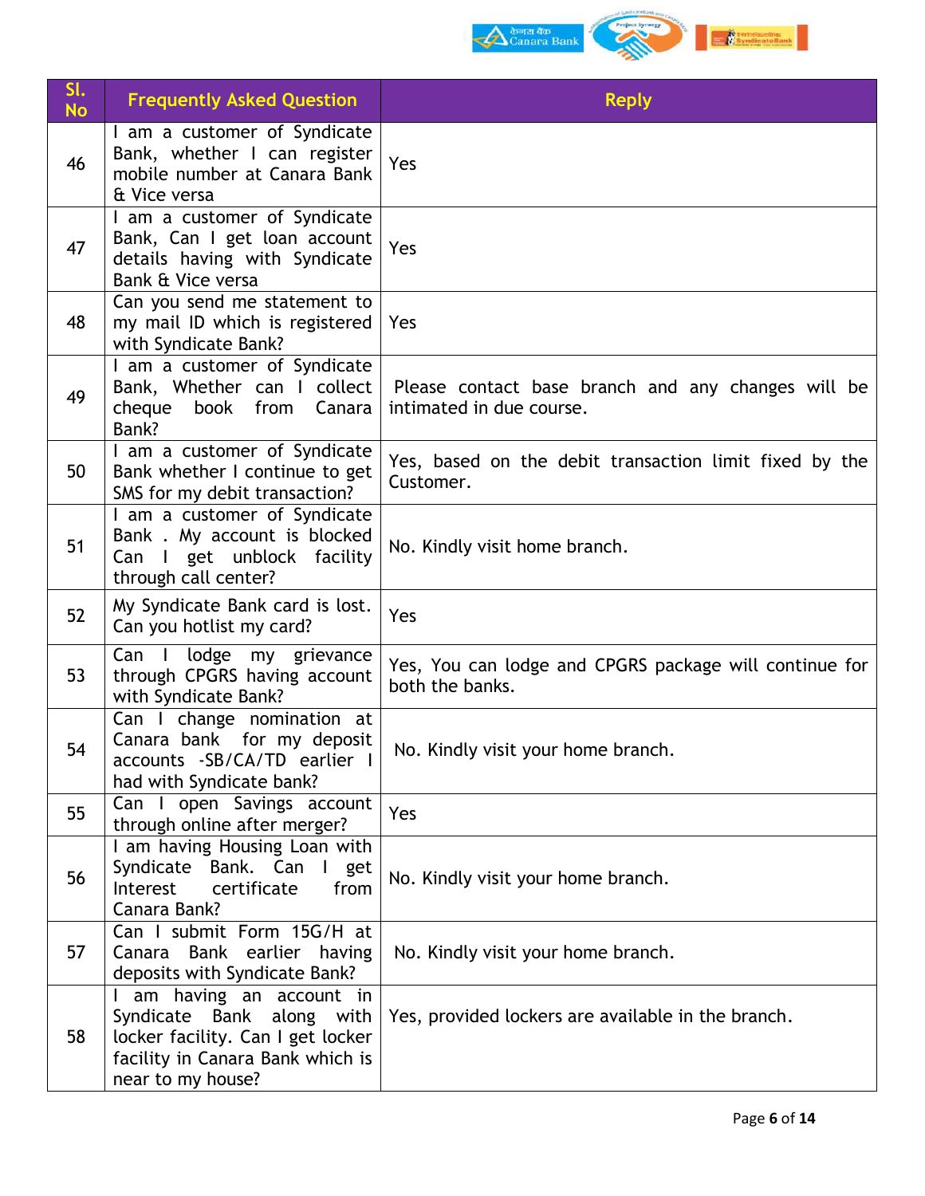| Sl. No | Frequently Asked Question | Reply |
| --- | --- | --- |
| 46 | I am a customer of Syndicate Bank, whether I can register mobile number at Canara Bank & Vice versa | Yes |
| 47 | I am a customer of Syndicate Bank, Can I get loan account details having with Syndicate Bank & Vice versa | Yes |
| 48 | Can you send me statement to my mail ID which is registered with Syndicate Bank? | Yes |
| 49 | I am a customer of Syndicate Bank, Whether can I collect cheque book from Canara Bank? | Please contact base branch and any changes will be intimated in due course. |
| 50 | I am a customer of Syndicate Bank whether I continue to get SMS for my debit transaction? | Yes, based on the debit transaction limit fixed by the Customer. |
| 51 | I am a customer of Syndicate Bank . My account is blocked Can I get unblock facility through call center? | No. Kindly visit home branch. |
| 52 | My Syndicate Bank card is lost. Can you hotlist my card? | Yes |
| 53 | Can I lodge my grievance through CPGRS having account with Syndicate Bank? | Yes, You can lodge and CPGRS package will continue for both the banks. |
| 54 | Can I change nomination at Canara bank for my deposit accounts -SB/CA/TD earlier I had with Syndicate bank? | No. Kindly visit your home branch. |
| 55 | Can I open Savings account through online after merger? | Yes |
| 56 | I am having Housing Loan with Syndicate Bank. Can I get Interest certificate from Canara Bank? | No. Kindly visit your home branch. |
| 57 | Can I submit Form 15G/H at Canara Bank earlier having deposits with Syndicate Bank? | No. Kindly visit your home branch. |
| 58 | I am having an account in Syndicate Bank along with locker facility. Can I get locker facility in Canara Bank which is near to my house? | Yes, provided lockers are available in the branch. |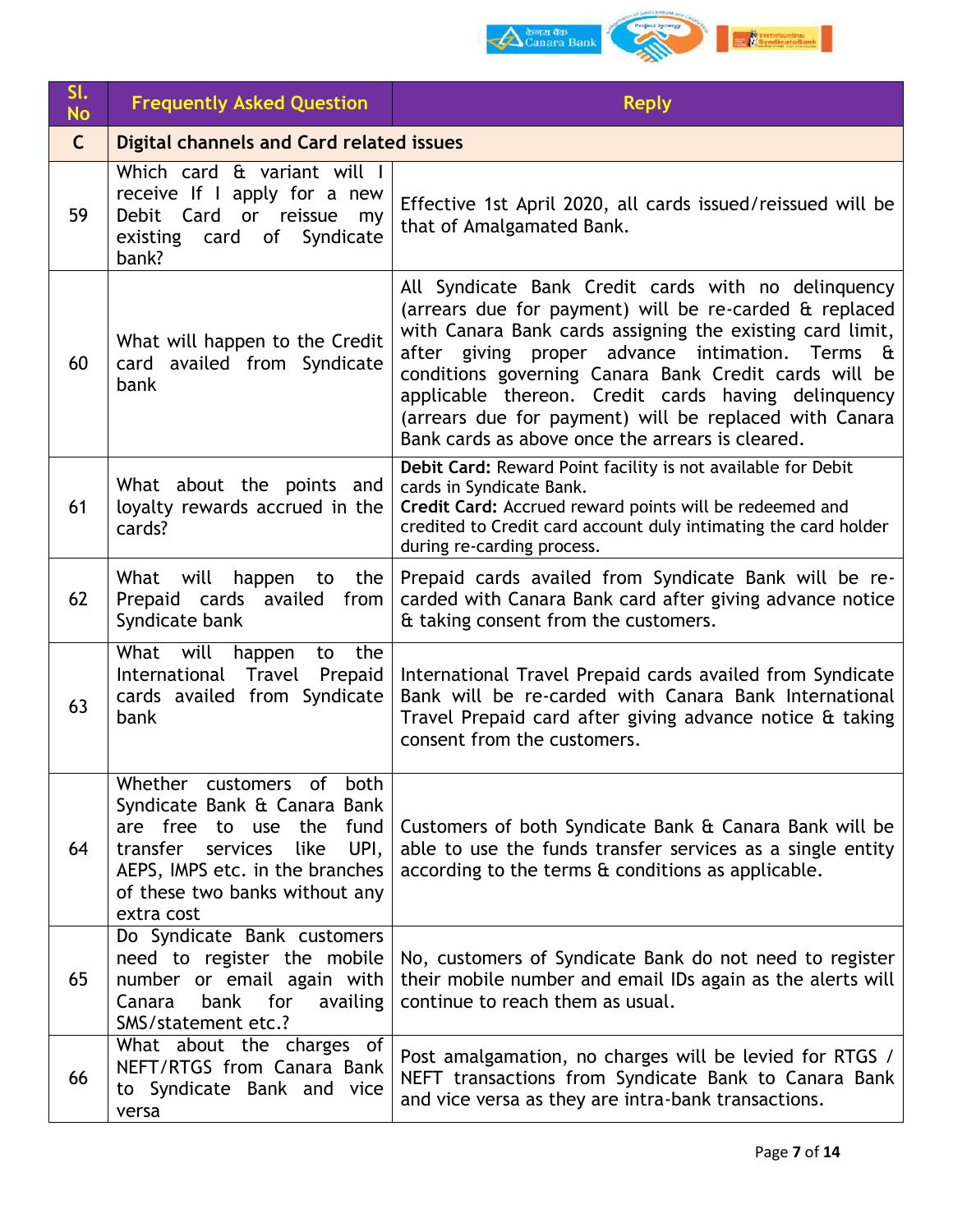| Sl. No | Frequently Asked Question | Reply |
|---|---|---|
| **C** | **Digital channels and Card related issues** | |
| 59 | Which card & variant will I receive If I apply for a new Debit Card or reissue my existing card of Syndicate bank? | Effective 1st April 2020, all cards issued/reissued will be that of Amalgamated Bank. |
| 60 | What will happen to the Credit card availed from Syndicate bank | All Syndicate Bank Credit cards with no delinquency (arrears due for payment) will be re-carded & replaced with Canara Bank cards assigning the existing card limit, after giving proper advance intimation. Terms & conditions governing Canara Bank Credit cards will be applicable thereon. Credit cards having delinquency (arrears due for payment) will be replaced with Canara Bank cards as above once the arrears is cleared. |
| 61 | What about the points and loyalty rewards accrued in the cards? | **Debit Card:** Reward Point facility is not available for Debit cards in Syndicate Bank.<br>**Credit Card:** Accrued reward points will be redeemed and credited to Credit card account duly intimating the card holder during re-carding process. |
| 62 | What will happen to the Prepaid cards availed from Syndicate bank | Prepaid cards availed from Syndicate Bank will be re-carded with Canara Bank card after giving advance notice & taking consent from the customers. |
| 63 | What will happen to the International Travel Prepaid cards availed from Syndicate bank | International Travel Prepaid cards availed from Syndicate Bank will be re-carded with Canara Bank International Travel Prepaid card after giving advance notice & taking consent from the customers. |
| 64 | Whether customers of both Syndicate Bank & Canara Bank are free to use the fund transfer services like UPI, AEPS, IMPS etc. in the branches of these two banks without any extra cost | Customers of both Syndicate Bank & Canara Bank will be able to use the funds transfer services as a single entity according to the terms & conditions as applicable. |
| 65 | Do Syndicate Bank customers need to register the mobile number or email again with Canara bank for availing SMS/statement etc.? | No, customers of Syndicate Bank do not need to register their mobile number and email IDs again as the alerts will continue to reach them as usual. |
| 66 | What about the charges of NEFT/RTGS from Canara Bank to Syndicate Bank and vice versa | Post amalgamation, no charges will be levied for RTGS / NEFT transactions from Syndicate Bank to Canara Bank and vice versa as they are intra-bank transactions. |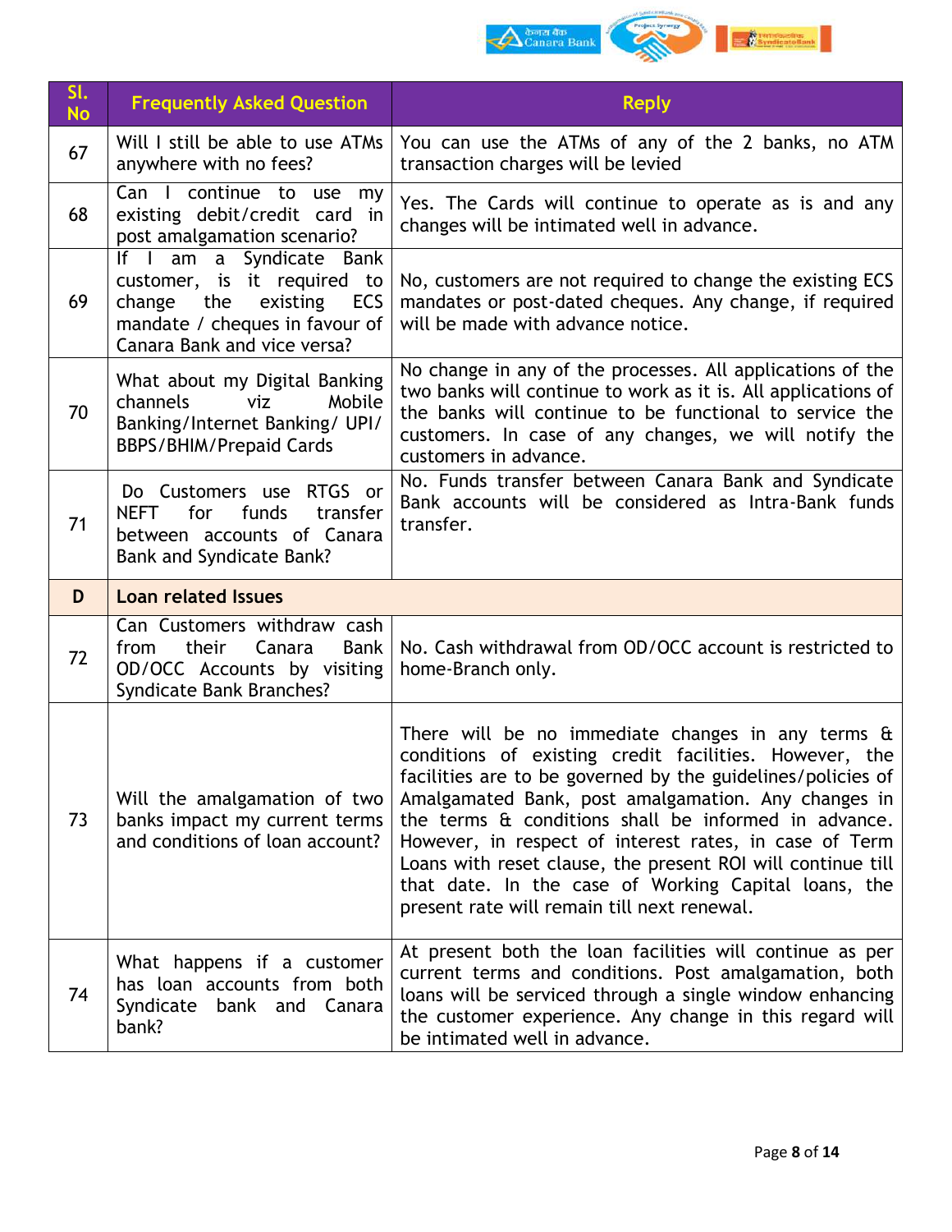| Sl. No | Frequently Asked Question | Reply |
|---|---|---|
| 67 | Will I still be able to use ATMs anywhere with no fees? | You can use the ATMs of any of the 2 banks, no ATM transaction charges will be levied |
| 68 | Can I continue to use my existing debit/credit card in post amalgamation scenario? | Yes. The Cards will continue to operate as is and any changes will be intimated well in advance. |
| 69 | If I am a Syndicate Bank customer, is it required to change the existing ECS mandate / cheques in favour of Canara Bank and vice versa? | No, customers are not required to change the existing ECS mandates or post-dated cheques. Any change, if required will be made with advance notice. |
| 70 | What about my Digital Banking channels viz Mobile Banking/Internet Banking/ UPI/ BBPS/BHIM/Prepaid Cards | No change in any of the processes. All applications of the two banks will continue to work as it is. All applications of the banks will continue to be functional to service the customers. In case of any changes, we will notify the customers in advance. |
| 71 | Do Customers use RTGS or NEFT for funds transfer between accounts of Canara Bank and Syndicate Bank? | No. Funds transfer between Canara Bank and Syndicate Bank accounts will be considered as Intra-Bank funds transfer. |
| **D** | **Loan related Issues** | |
| 72 | Can Customers withdraw cash from their Canara Bank OD/OCC Accounts by visiting Syndicate Bank Branches? | No. Cash withdrawal from OD/OCC account is restricted to home-Branch only. |
| 73 | Will the amalgamation of two banks impact my current terms and conditions of loan account? | There will be no immediate changes in any terms & conditions of existing credit facilities. However, the facilities are to be governed by the guidelines/policies of Amalgamated Bank, post amalgamation. Any changes in the terms & conditions shall be informed in advance. However, in respect of interest rates, in case of Term Loans with reset clause, the present ROI will continue till that date. In the case of Working Capital loans, the present rate will remain till next renewal. |
| 74 | What happens if a customer has loan accounts from both Syndicate bank and Canara bank? | At present both the loan facilities will continue as per current terms and conditions. Post amalgamation, both loans will be serviced through a single window enhancing the customer experience. Any change in this regard will be intimated well in advance. |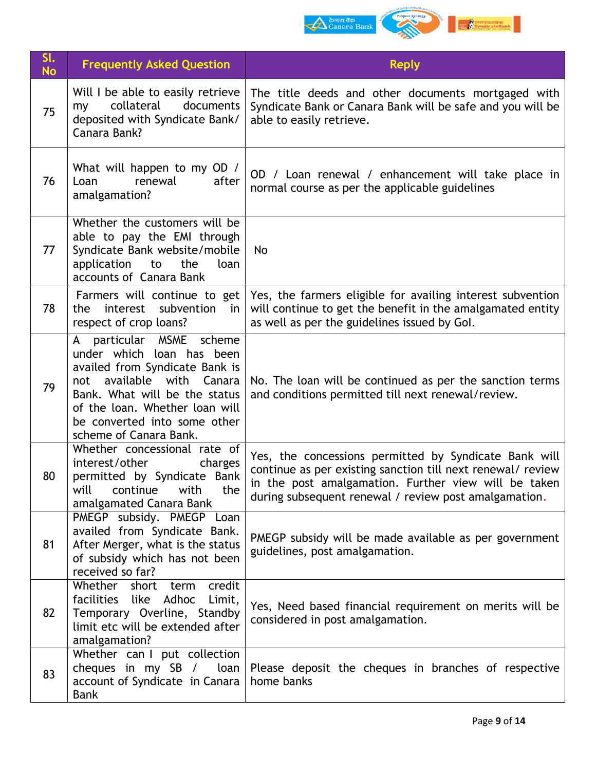| Sl. No | Frequently Asked Question | Reply |
|---|---|---|
| 75 | Will I be able to easily retrieve my collateral documents deposited with Syndicate Bank/ Canara Bank? | The title deeds and other documents mortgaged with Syndicate Bank or Canara Bank will be safe and you will be able to easily retrieve. |
| 76 | What will happen to my OD / Loan renewal after amalgamation? | OD / Loan renewal / enhancement will take place in normal course as per the applicable guidelines |
| 77 | Whether the customers will be able to pay the EMI through Syndicate Bank website/mobile application to the loan accounts of Canara Bank | No |
| 78 | Farmers will continue to get the interest subvention in respect of crop loans? | Yes, the farmers eligible for availing interest subvention will continue to get the benefit in the amalgamated entity as well as per the guidelines issued by GoI. |
| 79 | A particular MSME scheme under which loan has been availed from Syndicate Bank is not available with Canara Bank. What will be the status of the loan. Whether loan will be converted into some other scheme of Canara Bank. | No. The loan will be continued as per the sanction terms and conditions permitted till next renewal/review. |
| 80 | Whether concessional rate of interest/other charges permitted by Syndicate Bank will continue with the amalgamated Canara Bank | Yes, the concessions permitted by Syndicate Bank will continue as per existing sanction till next renewal/ review in the post amalgamation. Further view will be taken during subsequent renewal / review post amalgamation. |
| 81 | PMEGP subsidy. PMEGP Loan availed from Syndicate Bank. After Merger, what is the status of subsidy which has not been received so far? | PMEGP subsidy will be made available as per government guidelines, post amalgamation. |
| 82 | Whether short term credit facilities like Adhoc Limit, Temporary Overline, Standby limit etc will be extended after amalgamation? | Yes, Need based financial requirement on merits will be considered in post amalgamation. |
| 83 | Whether can I put collection cheques in my SB / loan account of Syndicate in Canara Bank | Please deposit the cheques in branches of respective home banks |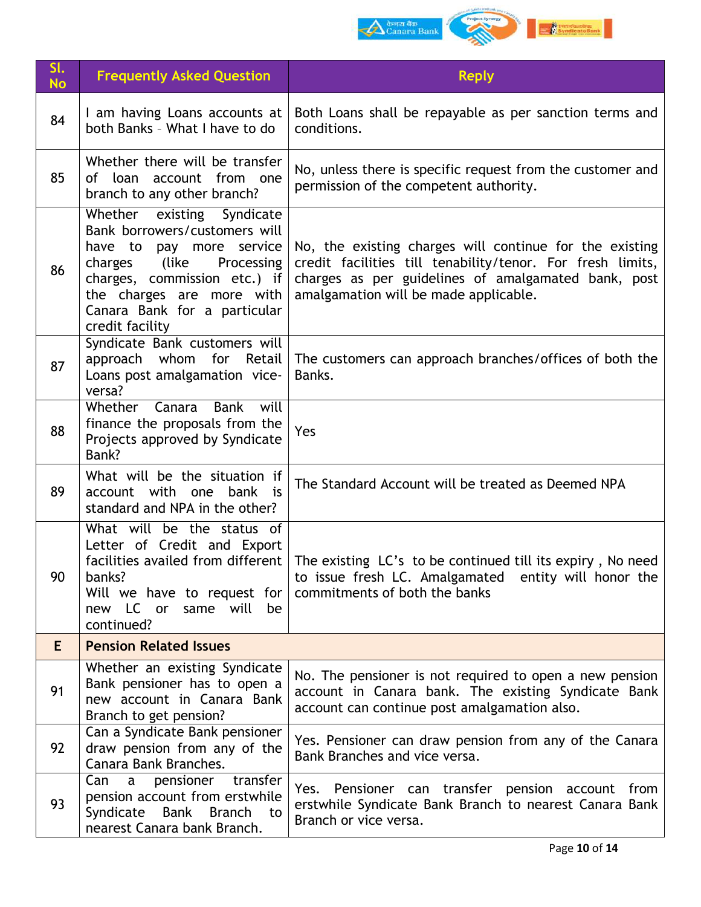| Sl. No | Frequently Asked Question | Reply |
|---|---|---|
| 84 | I am having Loans accounts at both Banks – What I have to do | Both Loans shall be repayable as per sanction terms and conditions. |
| 85 | Whether there will be transfer of loan account from one branch to any other branch? | No, unless there is specific request from the customer and permission of the competent authority. |
| 86 | Whether existing Syndicate Bank borrowers/customers will have to pay more service charges (like Processing charges, commission etc.) if the charges are more with Canara Bank for a particular credit facility | No, the existing charges will continue for the existing credit facilities till tenability/tenor. For fresh limits, charges as per guidelines of amalgamated bank, post amalgamation will be made applicable. |
| 87 | Syndicate Bank customers will approach whom for Retail Loans post amalgamation vice-versa? | The customers can approach branches/offices of both the Banks. |
| 88 | Whether Canara Bank will finance the proposals from the Projects approved by Syndicate Bank? | Yes |
| 89 | What will be the situation if account with one bank is standard and NPA in the other? | The Standard Account will be treated as Deemed NPA |
| 90 | What will be the status of Letter of Credit and Export facilities availed from different banks?<br>Will we have to request for new LC or same will be continued? | The existing LC's to be continued till its expiry , No need to issue fresh LC. Amalgamated entity will honor the commitments of both the banks |
| **E** | **Pension Related Issues** | |
| 91 | Whether an existing Syndicate Bank pensioner has to open a new account in Canara Bank Branch to get pension? | No. The pensioner is not required to open a new pension account in Canara bank. The existing Syndicate Bank account can continue post amalgamation also. |
| 92 | Can a Syndicate Bank pensioner draw pension from any of the Canara Bank Branches. | Yes. Pensioner can draw pension from any of the Canara Bank Branches and vice versa. |
| 93 | Can a pensioner transfer pension account from erstwhile Syndicate Bank Branch to nearest Canara bank Branch. | Yes. Pensioner can transfer pension account from erstwhile Syndicate Bank Branch to nearest Canara Bank Branch or vice versa. |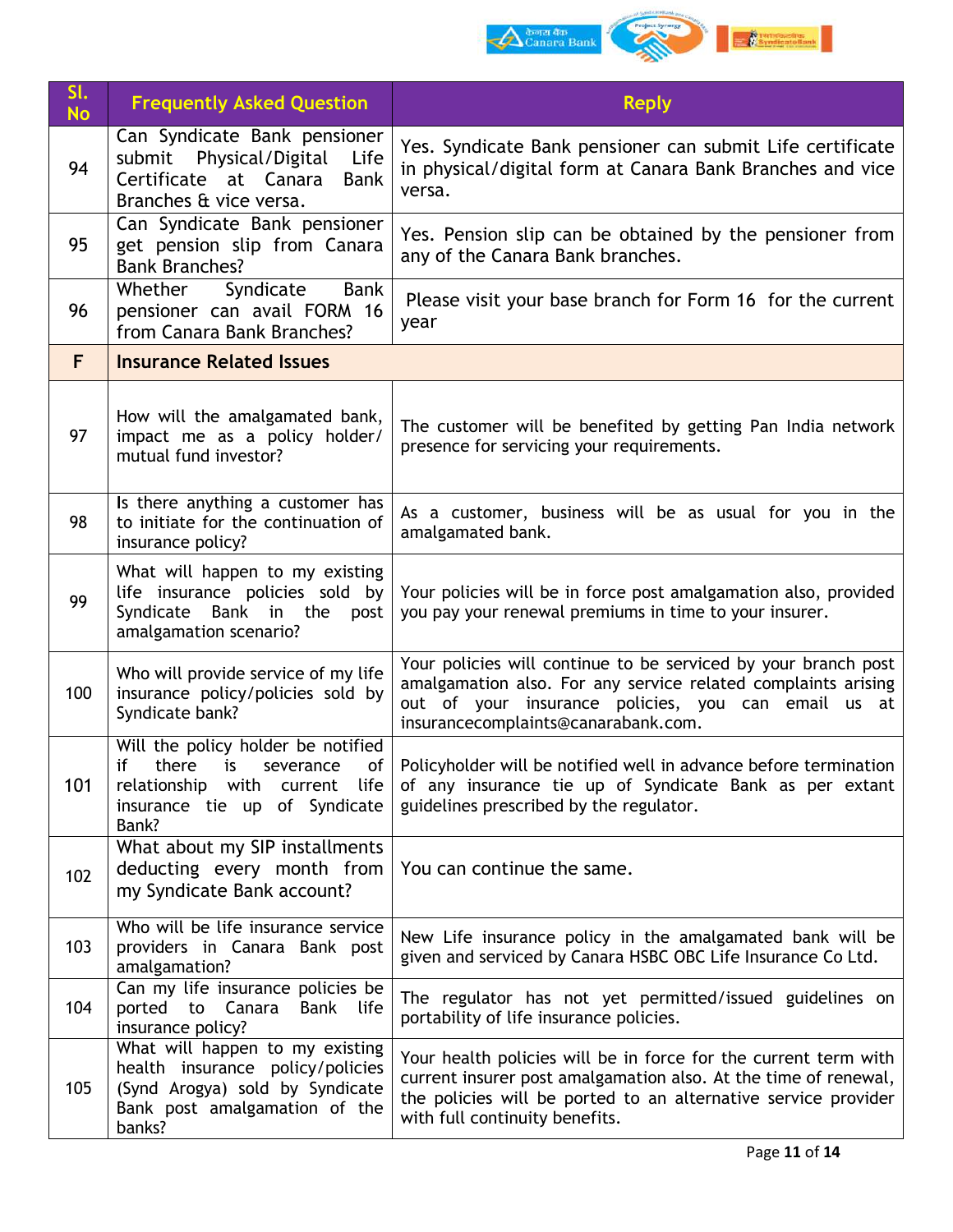| Sl. No | Frequently Asked Question | Reply |
|---|---|---|
| 94 | Can Syndicate Bank pensioner submit Physical/Digital Life Certificate at Canara Bank Branches & vice versa. | Yes. Syndicate Bank pensioner can submit Life certificate in physical/digital form at Canara Bank Branches and vice versa. |
| 95 | Can Syndicate Bank pensioner get pension slip from Canara Bank Branches? | Yes. Pension slip can be obtained by the pensioner from any of the Canara Bank branches. |
| 96 | Whether Syndicate Bank pensioner can avail FORM 16 from Canara Bank Branches? | Please visit your base branch for Form 16 for the current year |
| **F** | **Insurance Related Issues** | |
| 97 | How will the amalgamated bank, impact me as a policy holder/ mutual fund investor? | The customer will be benefited by getting Pan India network presence for servicing your requirements. |
| 98 | Is there anything a customer has to initiate for the continuation of insurance policy? | As a customer, business will be as usual for you in the amalgamated bank. |
| 99 | What will happen to my existing life insurance policies sold by Syndicate Bank in the post amalgamation scenario? | Your policies will be in force post amalgamation also, provided you pay your renewal premiums in time to your insurer. |
| 100 | Who will provide service of my life insurance policy/policies sold by Syndicate bank? | Your policies will continue to be serviced by your branch post amalgamation also. For any service related complaints arising out of your insurance policies, you can email us at insurancecomplaints@canarabank.com. |
| 101 | Will the policy holder be notified if there is severance of relationship with current life insurance tie up of Syndicate Bank? | Policyholder will be notified well in advance before termination of any insurance tie up of Syndicate Bank as per extant guidelines prescribed by the regulator. |
| 102 | What about my SIP installments deducting every month from my Syndicate Bank account? | You can continue the same. |
| 103 | Who will be life insurance service providers in Canara Bank post amalgamation? | New Life insurance policy in the amalgamated bank will be given and serviced by Canara HSBC OBC Life Insurance Co Ltd. |
| 104 | Can my life insurance policies be ported to Canara Bank life insurance policy? | The regulator has not yet permitted/issued guidelines on portability of life insurance policies. |
| 105 | What will happen to my existing health insurance policy/policies (Synd Arogya) sold by Syndicate Bank post amalgamation of the banks? | Your health policies will be in force for the current term with current insurer post amalgamation also. At the time of renewal, the policies will be ported to an alternative service provider with full continuity benefits. |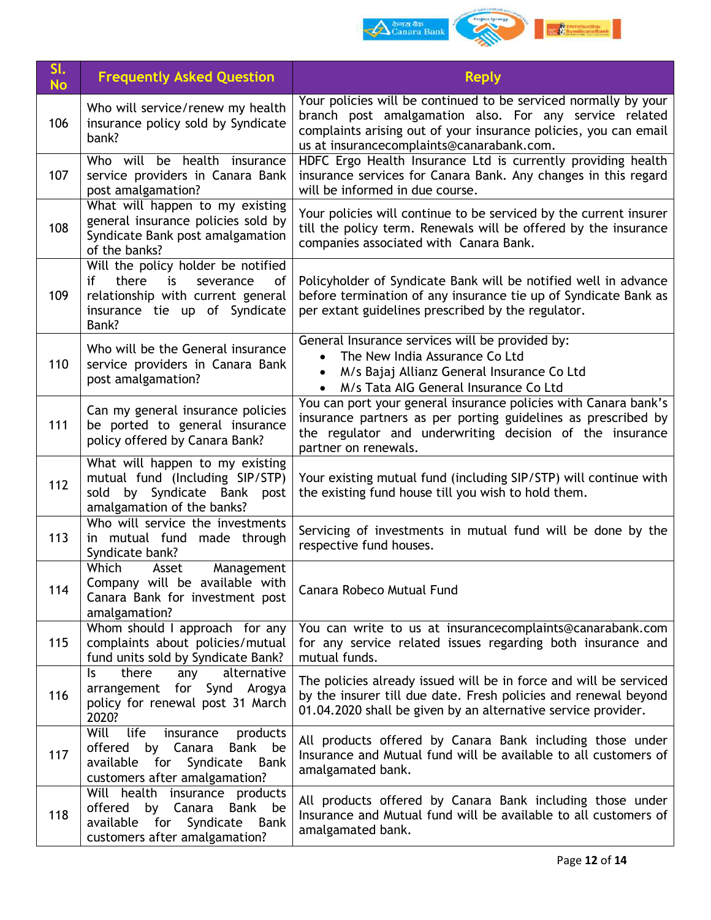| Sl. No | Frequently Asked Question | Reply |
|---|---|---|
| 106 | Who will service/renew my health insurance policy sold by Syndicate bank? | Your policies will be continued to be serviced normally by your branch post amalgamation also. For any service related complaints arising out of your insurance policies, you can email us at insurancecomplaints@canarabank.com. |
| 107 | Who will be health insurance service providers in Canara Bank post amalgamation? | HDFC Ergo Health Insurance Ltd is currently providing health insurance services for Canara Bank. Any changes in this regard will be informed in due course. |
| 108 | What will happen to my existing general insurance policies sold by Syndicate Bank post amalgamation of the banks? | Your policies will continue to be serviced by the current insurer till the policy term. Renewals will be offered by the insurance companies associated with Canara Bank. |
| 109 | Will the policy holder be notified if there is severance of relationship with current general insurance tie up of Syndicate Bank? | Policyholder of Syndicate Bank will be notified well in advance before termination of any insurance tie up of Syndicate Bank as per extant guidelines prescribed by the regulator. |
| 110 | Who will be the General insurance service providers in Canara Bank post amalgamation? | General Insurance services will be provided by:<br>• The New India Assurance Co Ltd<br>• M/s Bajaj Allianz General Insurance Co Ltd<br>• M/s Tata AIG General Insurance Co Ltd |
| 111 | Can my general insurance policies be ported to general insurance policy offered by Canara Bank? | You can port your general insurance policies with Canara bank's insurance partners as per porting guidelines as prescribed by the regulator and underwriting decision of the insurance partner on renewals. |
| 112 | What will happen to my existing mutual fund (Including SIP/STP) sold by Syndicate Bank post amalgamation of the banks? | Your existing mutual fund (including SIP/STP) will continue with the existing fund house till you wish to hold them. |
| 113 | Who will service the investments in mutual fund made through Syndicate bank? | Servicing of investments in mutual fund will be done by the respective fund houses. |
| 114 | Which Asset Management Company will be available with Canara Bank for investment post amalgamation? | Canara Robeco Mutual Fund |
| 115 | Whom should I approach for any complaints about policies/mutual fund units sold by Syndicate Bank? | You can write to us at insurancecomplaints@canarabank.com for any service related issues regarding both insurance and mutual funds. |
| 116 | Is there any alternative arrangement for Synd Arogya policy for renewal post 31 March 2020? | The policies already issued will be in force and will be serviced by the insurer till due date. Fresh policies and renewal beyond 01.04.2020 shall be given by an alternative service provider. |
| 117 | Will life insurance products offered by Canara Bank be available for Syndicate Bank customers after amalgamation? | All products offered by Canara Bank including those under Insurance and Mutual fund will be available to all customers of amalgamated bank. |
| 118 | Will health insurance products offered by Canara Bank be available for Syndicate Bank customers after amalgamation? | All products offered by Canara Bank including those under Insurance and Mutual fund will be available to all customers of amalgamated bank. |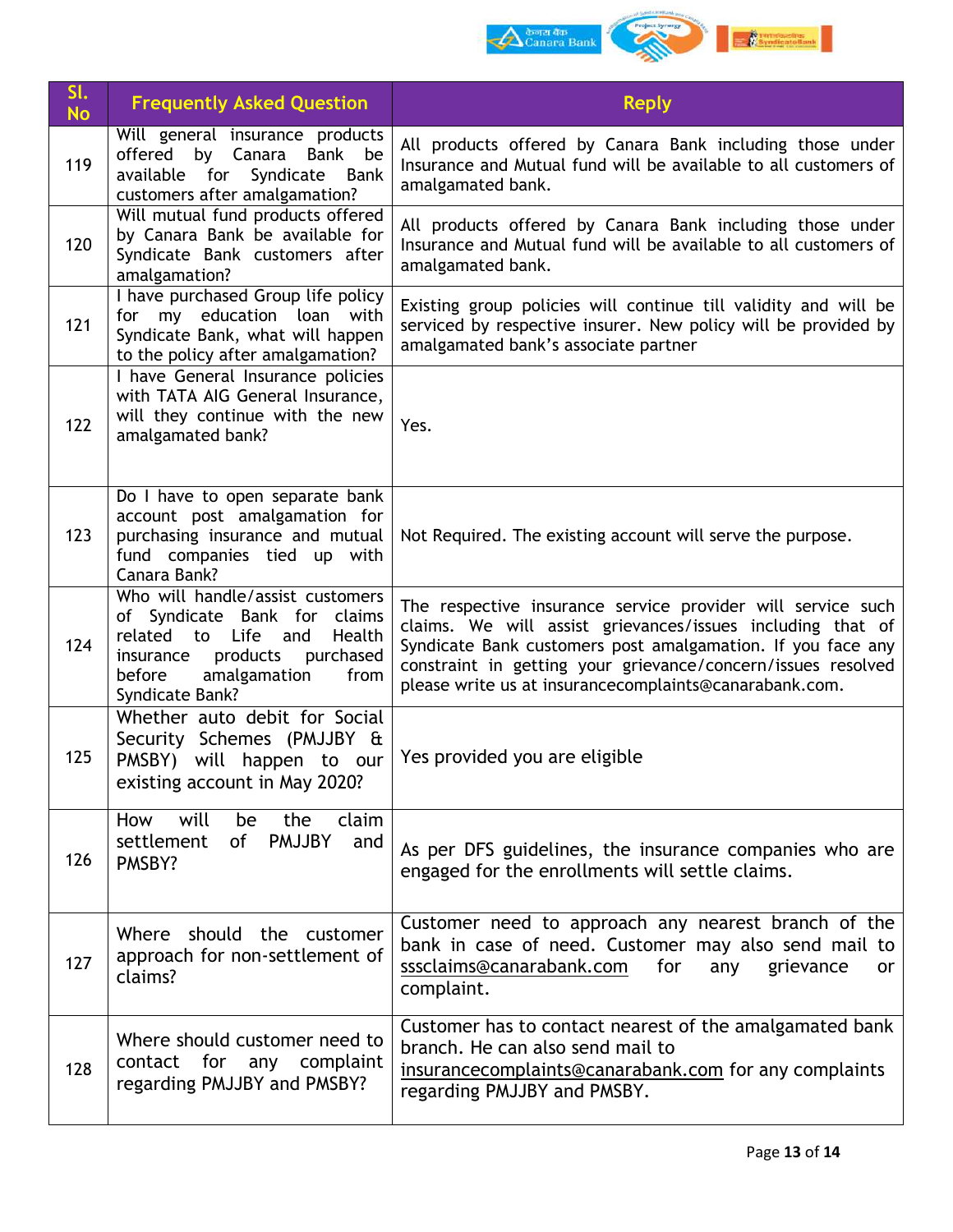| Sl. No | Frequently Asked Question | Reply |
|---|---|---|
| 119 | Will general insurance products offered by Canara Bank be available for Syndicate Bank customers after amalgamation? | All products offered by Canara Bank including those under Insurance and Mutual fund will be available to all customers of amalgamated bank. |
| 120 | Will mutual fund products offered by Canara Bank be available for Syndicate Bank customers after amalgamation? | All products offered by Canara Bank including those under Insurance and Mutual fund will be available to all customers of amalgamated bank. |
| 121 | I have purchased Group life policy for my education loan with Syndicate Bank, what will happen to the policy after amalgamation? | Existing group policies will continue till validity and will be serviced by respective insurer. New policy will be provided by amalgamated bank's associate partner |
| 122 | I have General Insurance policies with TATA AIG General Insurance, will they continue with the new amalgamated bank? | Yes. |
| 123 | Do I have to open separate bank account post amalgamation for purchasing insurance and mutual fund companies tied up with Canara Bank? | Not Required. The existing account will serve the purpose. |
| 124 | Who will handle/assist customers of Syndicate Bank for claims related to Life and Health insurance products purchased before amalgamation from Syndicate Bank? | The respective insurance service provider will service such claims. We will assist grievances/issues including that of Syndicate Bank customers post amalgamation. If you face any constraint in getting your grievance/concern/issues resolved please write us at insurancecomplaints@canarabank.com. |
| 125 | Whether auto debit for Social Security Schemes (PMJJBY & PMSBY) will happen to our existing account in May 2020? | Yes provided you are eligible |
| 126 | How will be the claim settlement of PMJJBY and PMSBY? | As per DFS guidelines, the insurance companies who are engaged for the enrollments will settle claims. |
| 127 | Where should the customer approach for non-settlement of claims? | Customer need to approach any nearest branch of the bank in case of need. Customer may also send mail to sssclaims@canarabank.com for any grievance or complaint. |
| 128 | Where should customer need to contact for any complaint regarding PMJJBY and PMSBY? | Customer has to contact nearest of the amalgamated bank branch. He can also send mail to insurancecomplaints@canarabank.com for any complaints regarding PMJJBY and PMSBY. |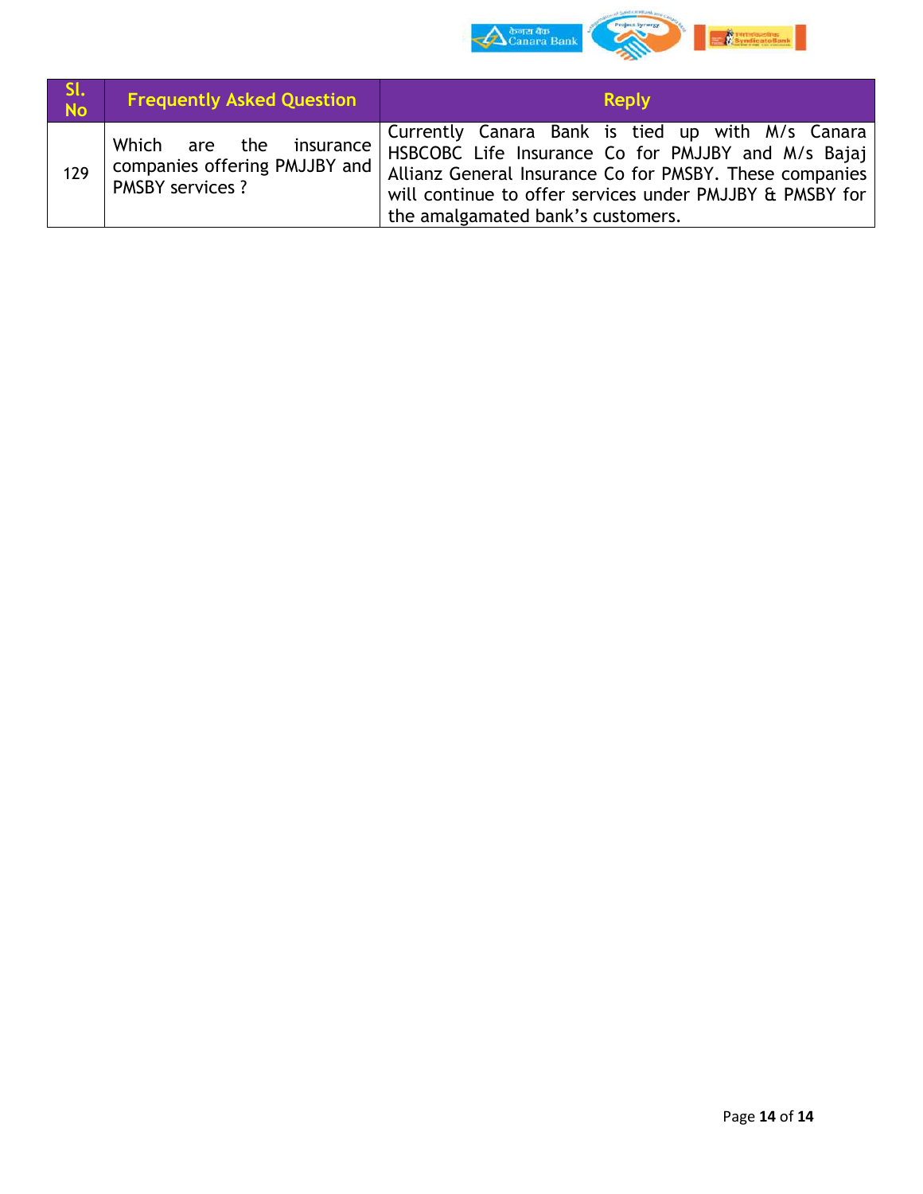| Sl. No | Frequently Asked Question | Reply |
|---|---|---|
| 129 | Which are the insurance companies offering PMJJBY and PMSBY services ? | Currently Canara Bank is tied up with M/s Canara HSBCOBC Life Insurance Co for PMJJBY and M/s Bajaj Allianz General Insurance Co for PMSBY. These companies will continue to offer services under PMJJBY & PMSBY for the amalgamated bank's customers. |